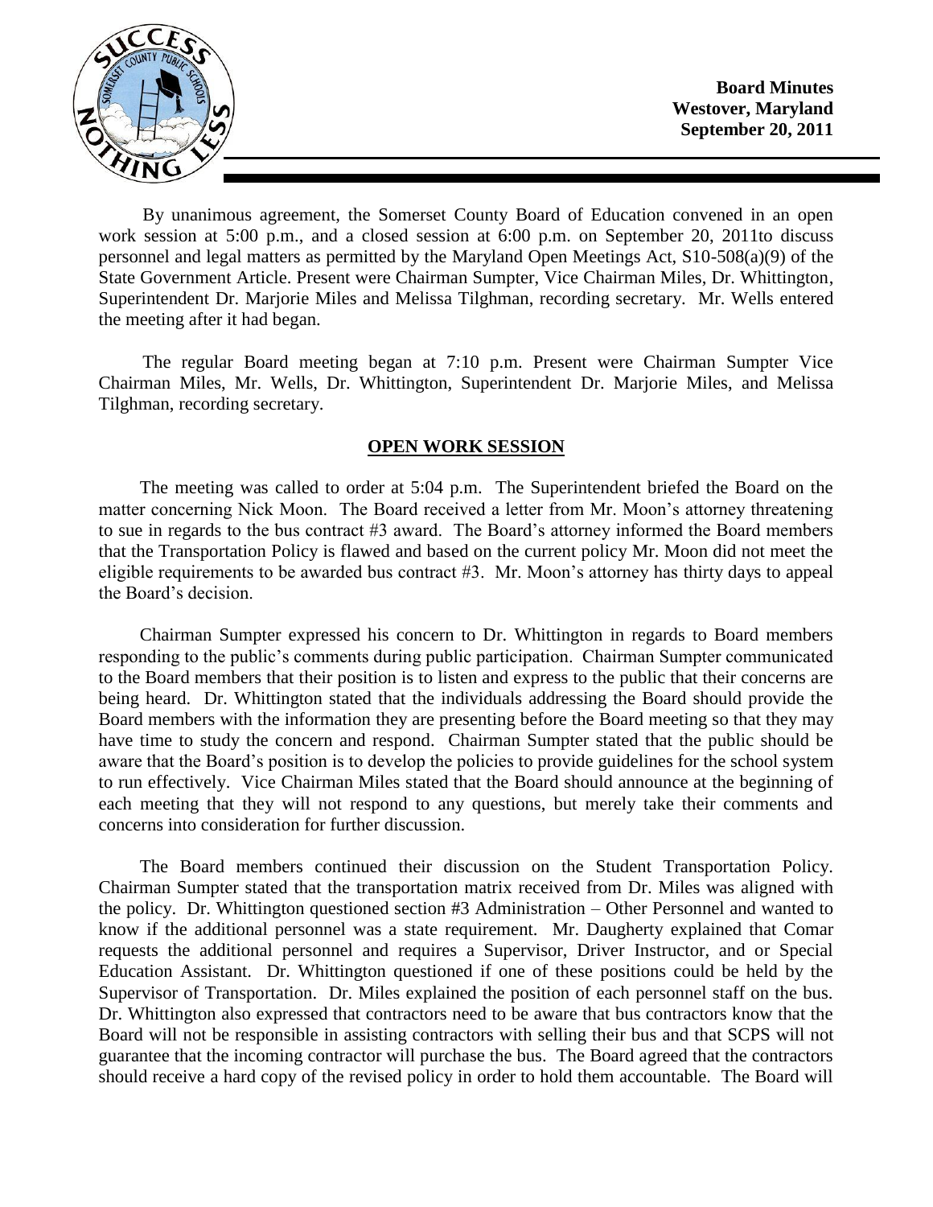**Board Minutes**
**Westover, Maryland**
**September 20, 2011**

By unanimous agreement, the Somerset County Board of Education convened in an open work session at 5:00 p.m., and a closed session at 6:00 p.m. on September 20, 2011to discuss personnel and legal matters as permitted by the Maryland Open Meetings Act, S10-508(a)(9) of the State Government Article. Present were Chairman Sumpter, Vice Chairman Miles, Dr. Whittington, Superintendent Dr. Marjorie Miles and Melissa Tilghman, recording secretary. Mr. Wells entered the meeting after it had began.

The regular Board meeting began at 7:10 p.m. Present were Chairman Sumpter Vice Chairman Miles, Mr. Wells, Dr. Whittington, Superintendent Dr. Marjorie Miles, and Melissa Tilghman, recording secretary.

## OPEN WORK SESSION

The meeting was called to order at 5:04 p.m. The Superintendent briefed the Board on the matter concerning Nick Moon. The Board received a letter from Mr. Moon's attorney threatening to sue in regards to the bus contract #3 award. The Board's attorney informed the Board members that the Transportation Policy is flawed and based on the current policy Mr. Moon did not meet the eligible requirements to be awarded bus contract #3. Mr. Moon's attorney has thirty days to appeal the Board's decision.

Chairman Sumpter expressed his concern to Dr. Whittington in regards to Board members responding to the public's comments during public participation. Chairman Sumpter communicated to the Board members that their position is to listen and express to the public that their concerns are being heard. Dr. Whittington stated that the individuals addressing the Board should provide the Board members with the information they are presenting before the Board meeting so that they may have time to study the concern and respond. Chairman Sumpter stated that the public should be aware that the Board's position is to develop the policies to provide guidelines for the school system to run effectively. Vice Chairman Miles stated that the Board should announce at the beginning of each meeting that they will not respond to any questions, but merely take their comments and concerns into consideration for further discussion.

The Board members continued their discussion on the Student Transportation Policy. Chairman Sumpter stated that the transportation matrix received from Dr. Miles was aligned with the policy. Dr. Whittington questioned section #3 Administration – Other Personnel and wanted to know if the additional personnel was a state requirement. Mr. Daugherty explained that Comar requests the additional personnel and requires a Supervisor, Driver Instructor, and or Special Education Assistant. Dr. Whittington questioned if one of these positions could be held by the Supervisor of Transportation. Dr. Miles explained the position of each personnel staff on the bus. Dr. Whittington also expressed that contractors need to be aware that bus contractors know that the Board will not be responsible in assisting contractors with selling their bus and that SCPS will not guarantee that the incoming contractor will purchase the bus. The Board agreed that the contractors should receive a hard copy of the revised policy in order to hold them accountable. The Board will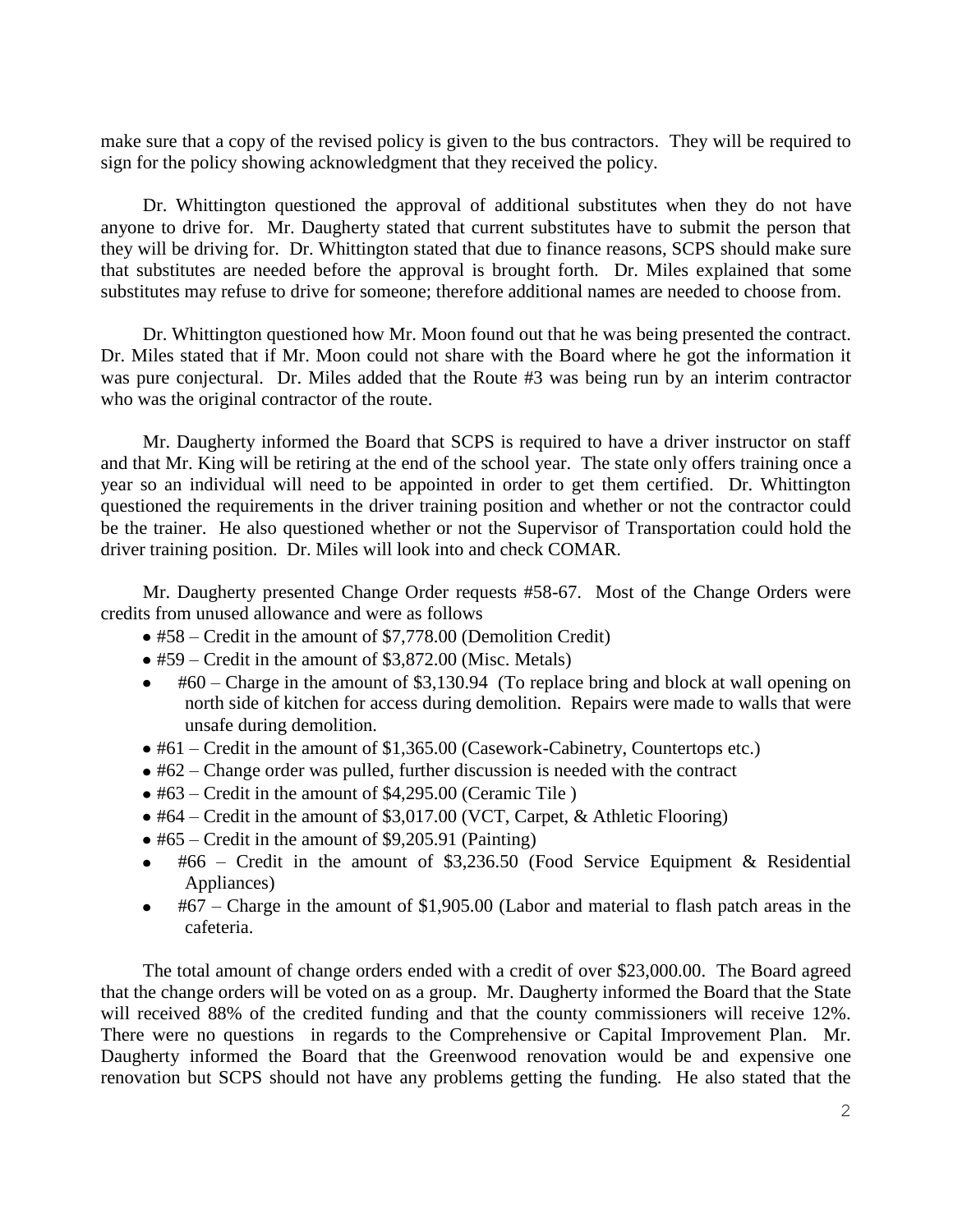make sure that a copy of the revised policy is given to the bus contractors. They will be required to sign for the policy showing acknowledgment that they received the policy.

Dr. Whittington questioned the approval of additional substitutes when they do not have anyone to drive for. Mr. Daugherty stated that current substitutes have to submit the person that they will be driving for. Dr. Whittington stated that due to finance reasons, SCPS should make sure that substitutes are needed before the approval is brought forth. Dr. Miles explained that some substitutes may refuse to drive for someone; therefore additional names are needed to choose from.

Dr. Whittington questioned how Mr. Moon found out that he was being presented the contract. Dr. Miles stated that if Mr. Moon could not share with the Board where he got the information it was pure conjectural. Dr. Miles added that the Route #3 was being run by an interim contractor who was the original contractor of the route.

Mr. Daugherty informed the Board that SCPS is required to have a driver instructor on staff and that Mr. King will be retiring at the end of the school year. The state only offers training once a year so an individual will need to be appointed in order to get them certified. Dr. Whittington questioned the requirements in the driver training position and whether or not the contractor could be the trainer. He also questioned whether or not the Supervisor of Transportation could hold the driver training position. Dr. Miles will look into and check COMAR.

Mr. Daugherty presented Change Order requests #58-67. Most of the Change Orders were credits from unused allowance and were as follows

- #58 – Credit in the amount of $7,778.00 (Demolition Credit)
- #59 – Credit in the amount of $3,872.00 (Misc. Metals)
- #60 – Charge in the amount of $3,130.94 (To replace bring and block at wall opening on north side of kitchen for access during demolition. Repairs were made to walls that were unsafe during demolition.
- #61 – Credit in the amount of $1,365.00 (Casework-Cabinetry, Countertops etc.)
- #62 – Change order was pulled, further discussion is needed with the contract
- #63 – Credit in the amount of $4,295.00 (Ceramic Tile )
- #64 – Credit in the amount of $3,017.00 (VCT, Carpet, & Athletic Flooring)
- #65 – Credit in the amount of $9,205.91 (Painting)
- #66 – Credit in the amount of $3,236.50 (Food Service Equipment & Residential Appliances)
- #67 – Charge in the amount of $1,905.00 (Labor and material to flash patch areas in the cafeteria.

The total amount of change orders ended with a credit of over $23,000.00. The Board agreed that the change orders will be voted on as a group. Mr. Daugherty informed the Board that the State will received 88% of the credited funding and that the county commissioners will receive 12%. There were no questions in regards to the Comprehensive or Capital Improvement Plan. Mr. Daugherty informed the Board that the Greenwood renovation would be and expensive one renovation but SCPS should not have any problems getting the funding. He also stated that the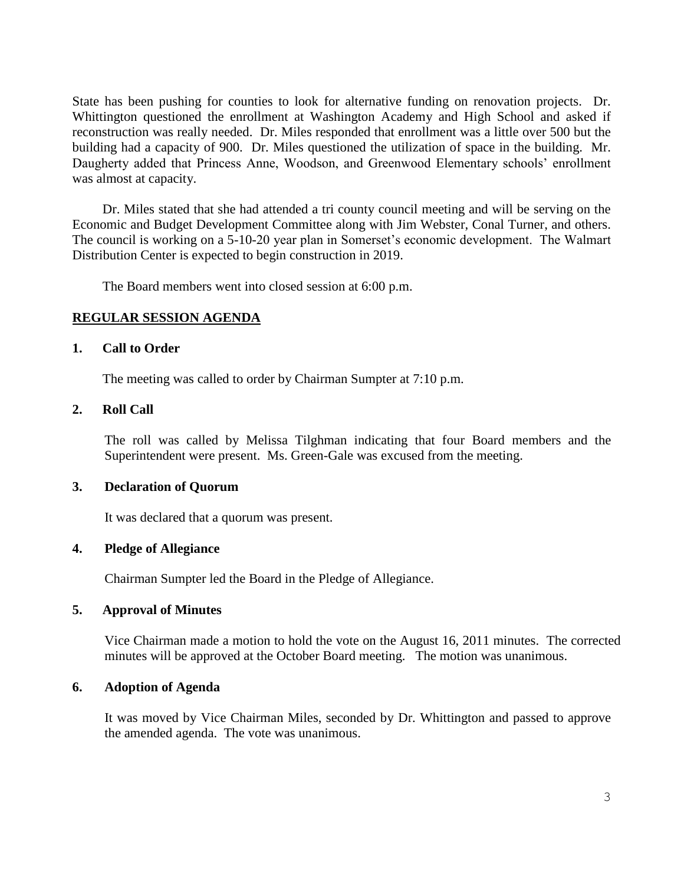State has been pushing for counties to look for alternative funding on renovation projects. Dr. Whittington questioned the enrollment at Washington Academy and High School and asked if reconstruction was really needed. Dr. Miles responded that enrollment was a little over 500 but the building had a capacity of 900. Dr. Miles questioned the utilization of space in the building. Mr. Daugherty added that Princess Anne, Woodson, and Greenwood Elementary schools' enrollment was almost at capacity.

Dr. Miles stated that she had attended a tri county council meeting and will be serving on the Economic and Budget Development Committee along with Jim Webster, Conal Turner, and others. The council is working on a 5-10-20 year plan in Somerset's economic development. The Walmart Distribution Center is expected to begin construction in 2019.

The Board members went into closed session at 6:00 p.m.

**REGULAR SESSION AGENDA**

**1. Call to Order**

The meeting was called to order by Chairman Sumpter at 7:10 p.m.

**2. Roll Call**

The roll was called by Melissa Tilghman indicating that four Board members and the Superintendent were present. Ms. Green-Gale was excused from the meeting.

**3. Declaration of Quorum**

It was declared that a quorum was present.

**4. Pledge of Allegiance**

Chairman Sumpter led the Board in the Pledge of Allegiance.

**5. Approval of Minutes**

Vice Chairman made a motion to hold the vote on the August 16, 2011 minutes. The corrected minutes will be approved at the October Board meeting. The motion was unanimous.

**6. Adoption of Agenda**

It was moved by Vice Chairman Miles, seconded by Dr. Whittington and passed to approve the amended agenda. The vote was unanimous.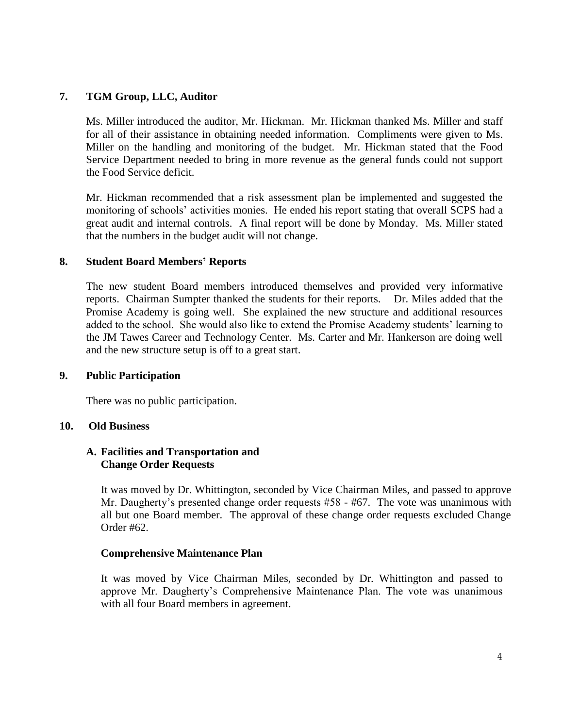## 7. TGM Group, LLC, Auditor

Ms. Miller introduced the auditor, Mr. Hickman. Mr. Hickman thanked Ms. Miller and staff for all of their assistance in obtaining needed information. Compliments were given to Ms. Miller on the handling and monitoring of the budget. Mr. Hickman stated that the Food Service Department needed to bring in more revenue as the general funds could not support the Food Service deficit.

Mr. Hickman recommended that a risk assessment plan be implemented and suggested the monitoring of schools' activities monies. He ended his report stating that overall SCPS had a great audit and internal controls. A final report will be done by Monday. Ms. Miller stated that the numbers in the budget audit will not change.

## 8. Student Board Members' Reports

The new student Board members introduced themselves and provided very informative reports. Chairman Sumpter thanked the students for their reports. Dr. Miles added that the Promise Academy is going well. She explained the new structure and additional resources added to the school. She would also like to extend the Promise Academy students' learning to the JM Tawes Career and Technology Center. Ms. Carter and Mr. Hankerson are doing well and the new structure setup is off to a great start.

## 9. Public Participation

There was no public participation.

## 10. Old Business

### A. Facilities and Transportation and Change Order Requests

It was moved by Dr. Whittington, seconded by Vice Chairman Miles, and passed to approve Mr. Daugherty's presented change order requests #58 - #67. The vote was unanimous with all but one Board member. The approval of these change order requests excluded Change Order #62.

### Comprehensive Maintenance Plan

It was moved by Vice Chairman Miles, seconded by Dr. Whittington and passed to approve Mr. Daugherty's Comprehensive Maintenance Plan. The vote was unanimous with all four Board members in agreement.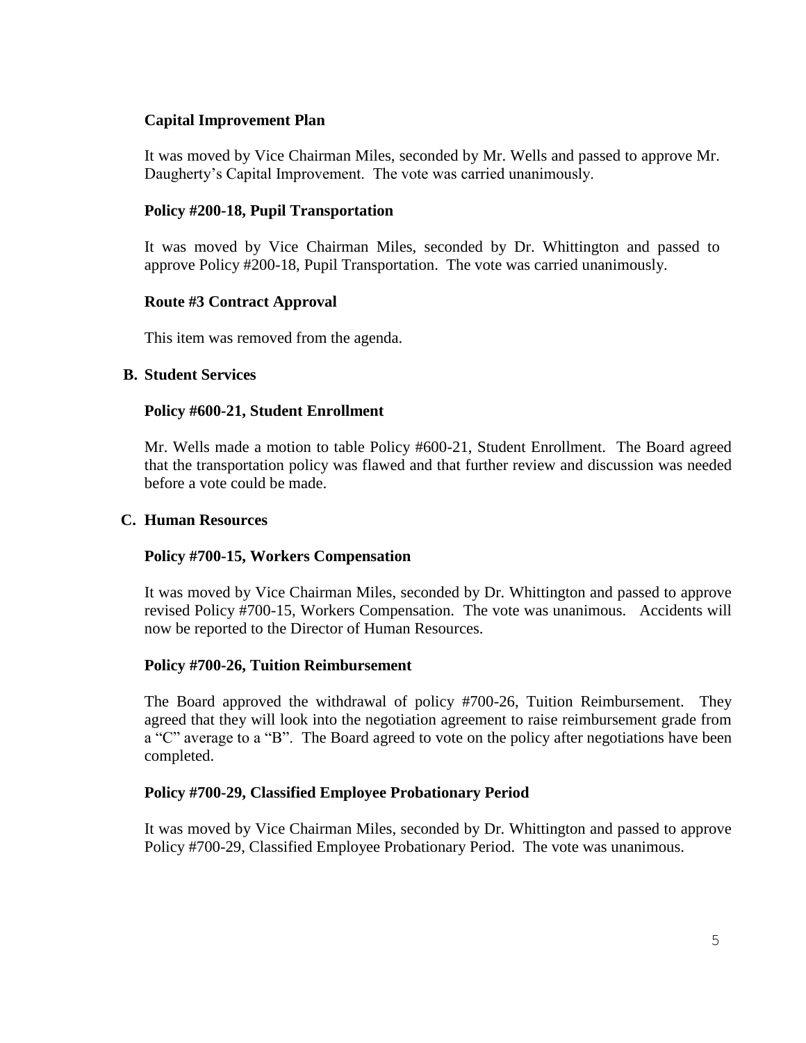**Capital Improvement Plan**

It was moved by Vice Chairman Miles, seconded by Mr. Wells and passed to approve Mr. Daugherty's Capital Improvement. The vote was carried unanimously.

**Policy #200-18, Pupil Transportation**

It was moved by Vice Chairman Miles, seconded by Dr. Whittington and passed to approve Policy #200-18, Pupil Transportation. The vote was carried unanimously.

**Route #3 Contract Approval**

This item was removed from the agenda.

**B. Student Services**

**Policy #600-21, Student Enrollment**

Mr. Wells made a motion to table Policy #600-21, Student Enrollment. The Board agreed that the transportation policy was flawed and that further review and discussion was needed before a vote could be made.

**C. Human Resources**

**Policy #700-15, Workers Compensation**

It was moved by Vice Chairman Miles, seconded by Dr. Whittington and passed to approve revised Policy #700-15, Workers Compensation. The vote was unanimous. Accidents will now be reported to the Director of Human Resources.

**Policy #700-26, Tuition Reimbursement**

The Board approved the withdrawal of policy #700-26, Tuition Reimbursement. They agreed that they will look into the negotiation agreement to raise reimbursement grade from a "C" average to a "B". The Board agreed to vote on the policy after negotiations have been completed.

**Policy #700-29, Classified Employee Probationary Period**

It was moved by Vice Chairman Miles, seconded by Dr. Whittington and passed to approve Policy #700-29, Classified Employee Probationary Period. The vote was unanimous.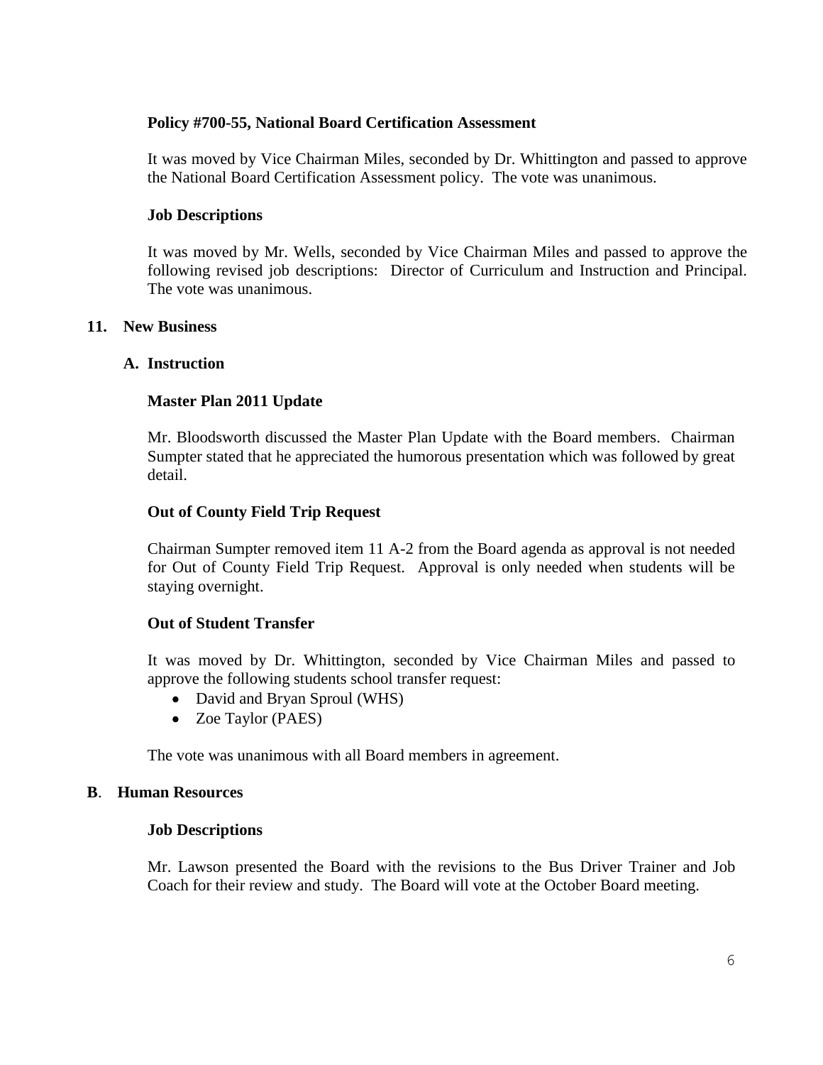**Policy #700-55, National Board Certification Assessment**

It was moved by Vice Chairman Miles, seconded by Dr. Whittington and passed to approve the National Board Certification Assessment policy. The vote was unanimous.

**Job Descriptions**

It was moved by Mr. Wells, seconded by Vice Chairman Miles and passed to approve the following revised job descriptions: Director of Curriculum and Instruction and Principal. The vote was unanimous.

## 11. New Business

### A. Instruction

**Master Plan 2011 Update**

Mr. Bloodsworth discussed the Master Plan Update with the Board members. Chairman Sumpter stated that he appreciated the humorous presentation which was followed by great detail.

**Out of County Field Trip Request**

Chairman Sumpter removed item 11 A-2 from the Board agenda as approval is not needed for Out of County Field Trip Request. Approval is only needed when students will be staying overnight.

**Out of Student Transfer**

It was moved by Dr. Whittington, seconded by Vice Chairman Miles and passed to approve the following students school transfer request:

- David and Bryan Sproul (WHS)
- Zoe Taylor (PAES)

The vote was unanimous with all Board members in agreement.

### B. Human Resources

**Job Descriptions**

Mr. Lawson presented the Board with the revisions to the Bus Driver Trainer and Job Coach for their review and study. The Board will vote at the October Board meeting.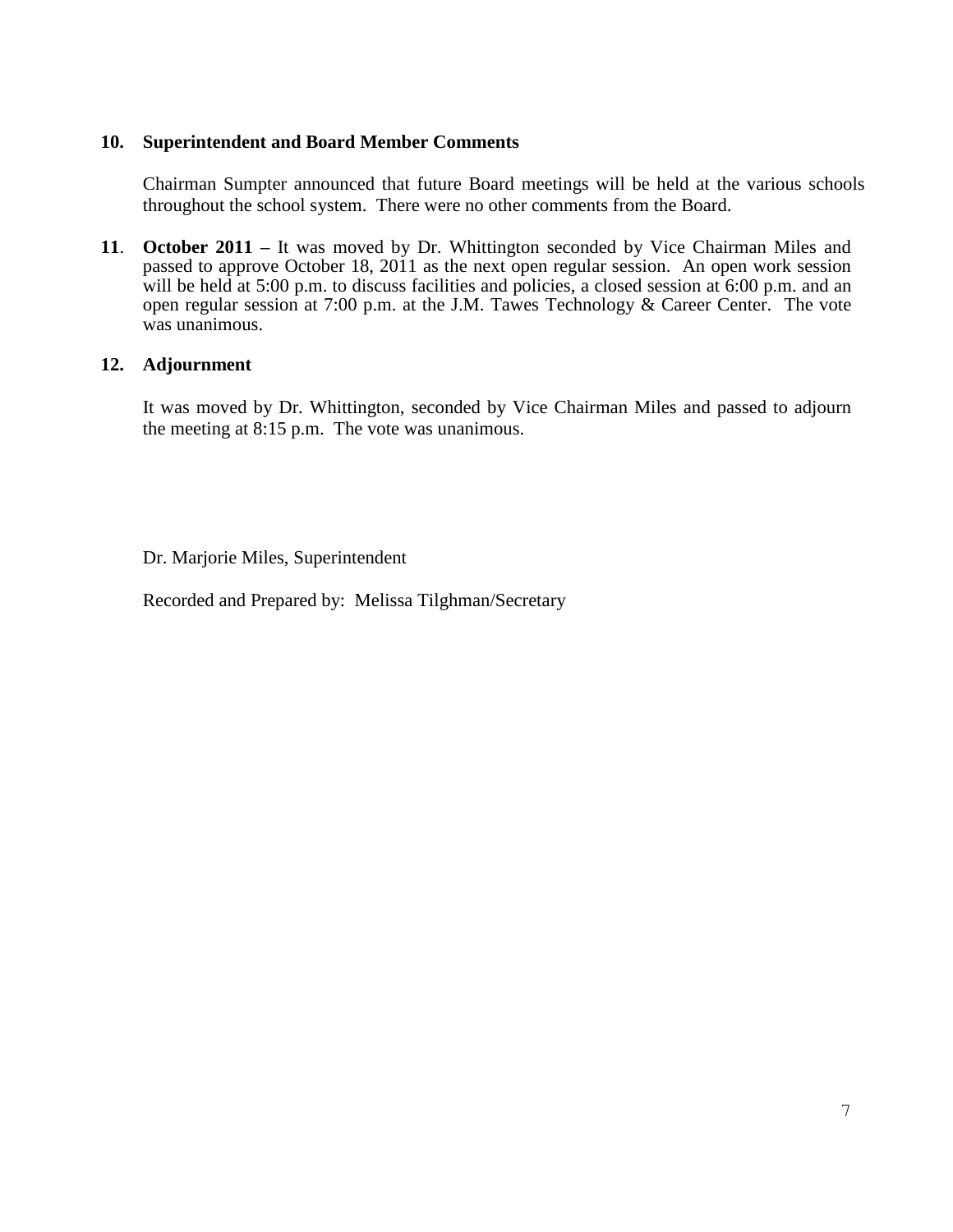**10. Superintendent and Board Member Comments**

Chairman Sumpter announced that future Board meetings will be held at the various schools throughout the school system. There were no other comments from the Board.

**11**. **October 2011 –** It was moved by Dr. Whittington seconded by Vice Chairman Miles and passed to approve October 18, 2011 as the next open regular session. An open work session will be held at 5:00 p.m. to discuss facilities and policies, a closed session at 6:00 p.m. and an open regular session at 7:00 p.m. at the J.M. Tawes Technology & Career Center. The vote was unanimous.

**12. Adjournment**

It was moved by Dr. Whittington, seconded by Vice Chairman Miles and passed to adjourn the meeting at 8:15 p.m. The vote was unanimous.

Dr. Marjorie Miles, Superintendent

Recorded and Prepared by: Melissa Tilghman/Secretary